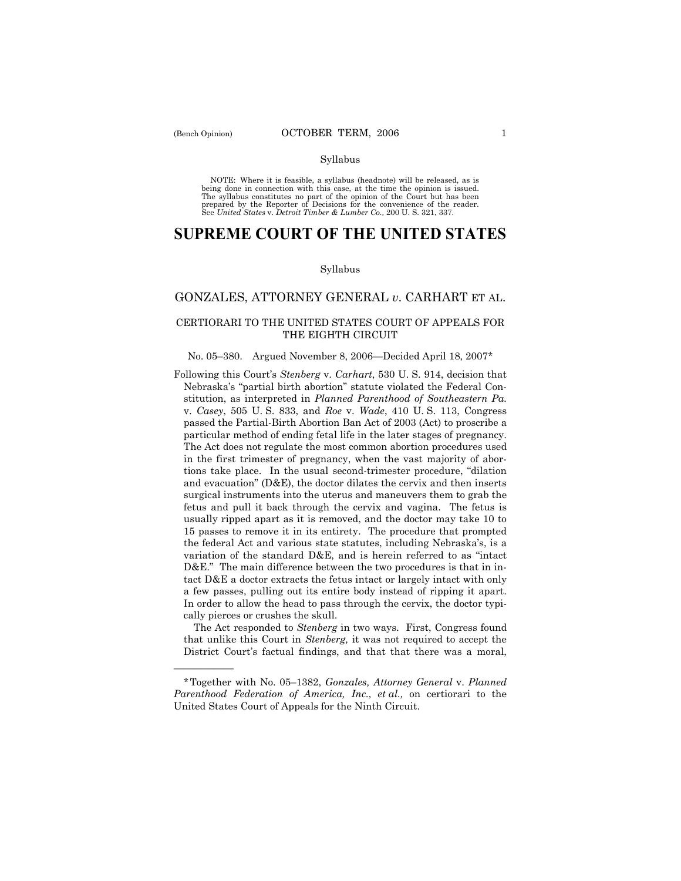Syllabus

NOTE: Where it is feasible, a syllabus (headnote) will be released, as is being done in connection with this case, at the time the opinion is issued. The syllabus constitutes no part of the opinion of the Court but has been prepared by the Reporter of Decisions for the convenience of the reader. See *United States* v. *Detroit Timber & Lumber Co.,* 200 U. S. 321, 337.

# SUPREME COURT OF THE UNITED STATES

Syllabus

## GONZALES, ATTORNEY GENERAL *v.* CARHART ET AL.

CERTIORARI TO THE UNITED STATES COURT OF APPEALS FOR THE EIGHTH CIRCUIT

No. 05–380. Argued November 8, 2006—Decided April 18, 2007*

Following this Court's *Stenberg* v. *Carhart*, 530 U. S. 914, decision that Nebraska's "partial birth abortion" statute violated the Federal Constitution, as interpreted in *Planned Parenthood of Southeastern Pa.* v. *Casey*, 505 U. S. 833, and *Roe* v. *Wade*, 410 U. S. 113, Congress passed the Partial-Birth Abortion Ban Act of 2003 (Act) to proscribe a particular method of ending fetal life in the later stages of pregnancy. The Act does not regulate the most common abortion procedures used in the first trimester of pregnancy, when the vast majority of abortions take place. In the usual second-trimester procedure, "dilation and evacuation" (D&E), the doctor dilates the cervix and then inserts surgical instruments into the uterus and maneuvers them to grab the fetus and pull it back through the cervix and vagina. The fetus is usually ripped apart as it is removed, and the doctor may take 10 to 15 passes to remove it in its entirety. The procedure that prompted the federal Act and various state statutes, including Nebraska's, is a variation of the standard D&E, and is herein referred to as "intact D&E." The main difference between the two procedures is that in intact D&E a doctor extracts the fetus intact or largely intact with only a few passes, pulling out its entire body instead of ripping it apart. In order to allow the head to pass through the cervix, the doctor typically pierces or crushes the skull.

The Act responded to *Stenberg* in two ways. First, Congress found that unlike this Court in *Stenberg,* it was not required to accept the District Court's factual findings, and that that there was a moral,

---

*Together with No. 05–1382, *Gonzales, Attorney General* v. *Planned Parenthood Federation of America, Inc., et al.,* on certiorari to the United States Court of Appeals for the Ninth Circuit.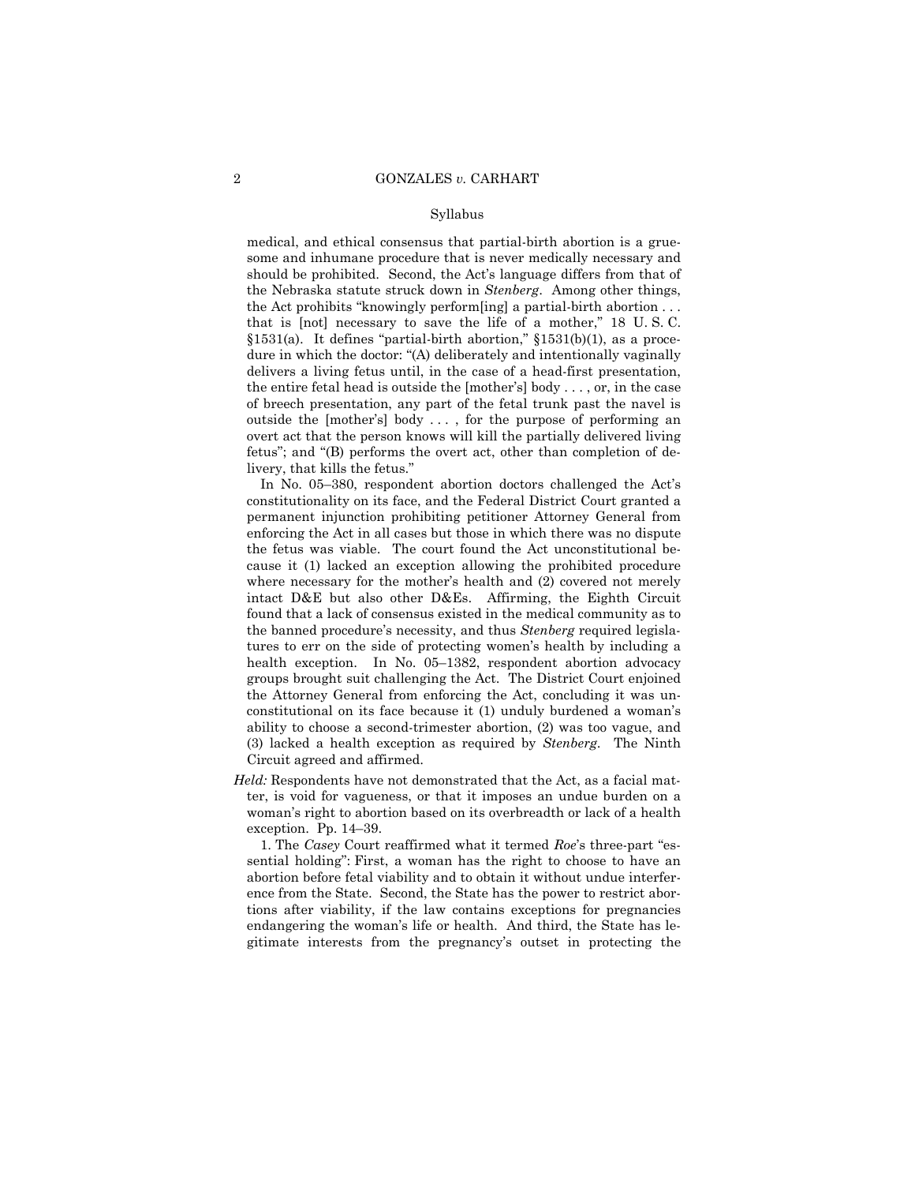medical, and ethical consensus that partial-birth abortion is a gruesome and inhumane procedure that is never medically necessary and should be prohibited. Second, the Act's language differs from that of the Nebraska statute struck down in *Stenberg*. Among other things, the Act prohibits "knowingly perform[ing] a partial-birth abortion . . . that is [not] necessary to save the life of a mother," 18 U. S. C. §1531(a). It defines "partial-birth abortion," §1531(b)(1), as a procedure in which the doctor: "(A) deliberately and intentionally vaginally delivers a living fetus until, in the case of a head-first presentation, the entire fetal head is outside the [mother's] body . . . , or, in the case of breech presentation, any part of the fetal trunk past the navel is outside the [mother's] body . . . , for the purpose of performing an overt act that the person knows will kill the partially delivered living fetus"; and "(B) performs the overt act, other than completion of delivery, that kills the fetus."

In No. 05–380, respondent abortion doctors challenged the Act's constitutionality on its face, and the Federal District Court granted a permanent injunction prohibiting petitioner Attorney General from enforcing the Act in all cases but those in which there was no dispute the fetus was viable. The court found the Act unconstitutional because it (1) lacked an exception allowing the prohibited procedure where necessary for the mother's health and (2) covered not merely intact D&E but also other D&Es. Affirming, the Eighth Circuit found that a lack of consensus existed in the medical community as to the banned procedure's necessity, and thus *Stenberg* required legislatures to err on the side of protecting women's health by including a health exception. In No. 05–1382, respondent abortion advocacy groups brought suit challenging the Act. The District Court enjoined the Attorney General from enforcing the Act, concluding it was unconstitutional on its face because it (1) unduly burdened a woman's ability to choose a second-trimester abortion, (2) was too vague, and (3) lacked a health exception as required by *Stenberg*. The Ninth Circuit agreed and affirmed.

*Held:* Respondents have not demonstrated that the Act, as a facial matter, is void for vagueness, or that it imposes an undue burden on a woman's right to abortion based on its overbreadth or lack of a health exception. Pp. 14–39.

1. The *Casey* Court reaffirmed what it termed *Roe*'s three-part "essential holding": First, a woman has the right to choose to have an abortion before fetal viability and to obtain it without undue interference from the State. Second, the State has the power to restrict abortions after viability, if the law contains exceptions for pregnancies endangering the woman's life or health. And third, the State has legitimate interests from the pregnancy's outset in protecting the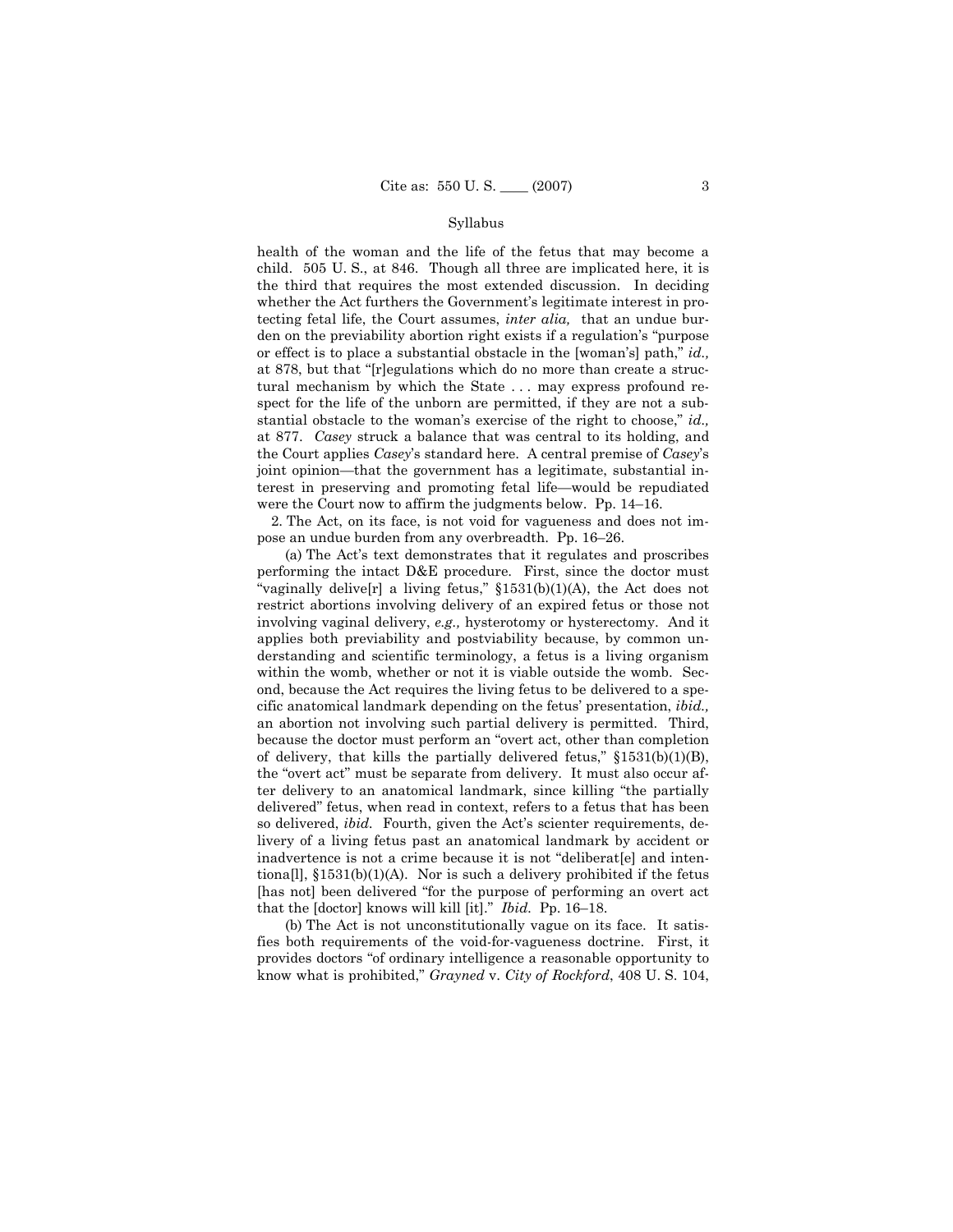health of the woman and the life of the fetus that may become a child. 505 U. S., at 846. Though all three are implicated here, it is the third that requires the most extended discussion. In deciding whether the Act furthers the Government's legitimate interest in protecting fetal life, the Court assumes, *inter alia,* that an undue burden on the previability abortion right exists if a regulation's "purpose or effect is to place a substantial obstacle in the [woman's] path," *id.,* at 878, but that "[r]egulations which do no more than create a structural mechanism by which the State . . . may express profound respect for the life of the unborn are permitted, if they are not a substantial obstacle to the woman's exercise of the right to choose," *id.,* at 877. *Casey* struck a balance that was central to its holding, and the Court applies *Casey*'s standard here. A central premise of *Casey*'s joint opinion—that the government has a legitimate, substantial interest in preserving and promoting fetal life—would be repudiated were the Court now to affirm the judgments below. Pp. 14–16.

2. The Act, on its face, is not void for vagueness and does not impose an undue burden from any overbreadth. Pp. 16–26.

(a) The Act's text demonstrates that it regulates and proscribes performing the intact D&E procedure. First, since the doctor must "vaginally delive[r] a living fetus," §1531(b)(1)(A), the Act does not restrict abortions involving delivery of an expired fetus or those not involving vaginal delivery, *e.g.,* hysterotomy or hysterectomy. And it applies both previability and postviability because, by common understanding and scientific terminology, a fetus is a living organism within the womb, whether or not it is viable outside the womb. Second, because the Act requires the living fetus to be delivered to a specific anatomical landmark depending on the fetus' presentation, *ibid.,* an abortion not involving such partial delivery is permitted. Third, because the doctor must perform an "overt act, other than completion of delivery, that kills the partially delivered fetus," §1531(b)(1)(B), the "overt act" must be separate from delivery. It must also occur after delivery to an anatomical landmark, since killing "the partially delivered" fetus, when read in context, refers to a fetus that has been so delivered, *ibid.* Fourth, given the Act's scienter requirements, delivery of a living fetus past an anatomical landmark by accident or inadvertence is not a crime because it is not "deliberat[e] and intentiona[l], §1531(b)(1)(A). Nor is such a delivery prohibited if the fetus [has not] been delivered "for the purpose of performing an overt act that the [doctor] knows will kill [it]." *Ibid.* Pp. 16–18.

(b) The Act is not unconstitutionally vague on its face. It satisfies both requirements of the void-for-vagueness doctrine. First, it provides doctors "of ordinary intelligence a reasonable opportunity to know what is prohibited," *Grayned* v. *City of Rockford*, 408 U. S. 104,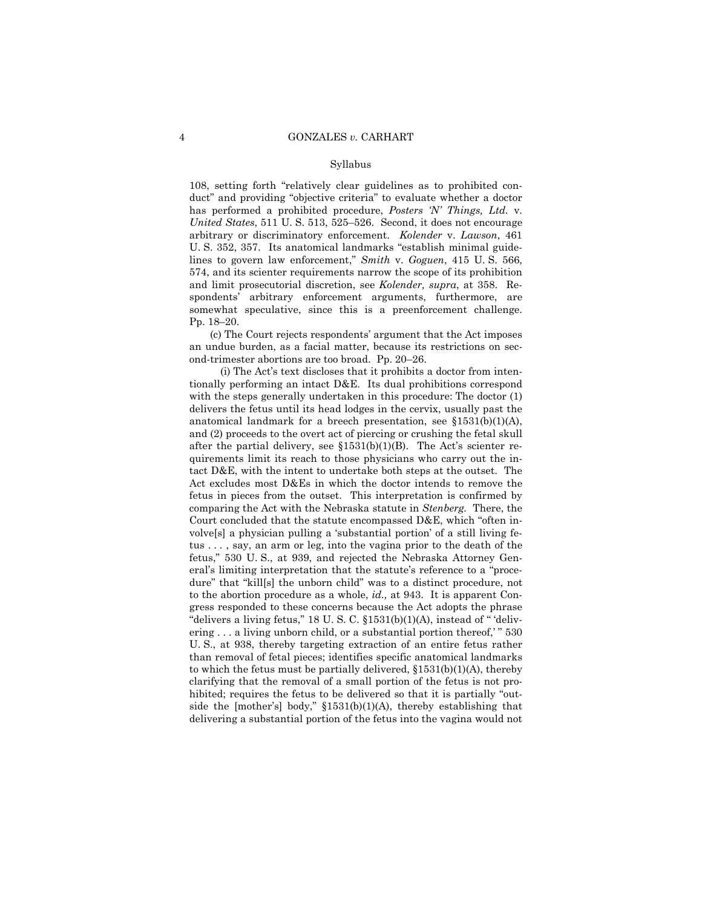108, setting forth "relatively clear guidelines as to prohibited conduct" and providing "objective criteria" to evaluate whether a doctor has performed a prohibited procedure, *Posters 'N' Things, Ltd.* v. *United States*, 511 U. S. 513, 525–526. Second, it does not encourage arbitrary or discriminatory enforcement. *Kolender* v. *Lawson*, 461 U. S. 352, 357. Its anatomical landmarks "establish minimal guidelines to govern law enforcement," *Smith* v. *Goguen*, 415 U. S. 566, 574, and its scienter requirements narrow the scope of its prohibition and limit prosecutorial discretion, see *Kolender, supra*, at 358. Respondents' arbitrary enforcement arguments, furthermore, are somewhat speculative, since this is a preenforcement challenge. Pp. 18–20.

(c) The Court rejects respondents' argument that the Act imposes an undue burden, as a facial matter, because its restrictions on second-trimester abortions are too broad. Pp. 20–26.

(i) The Act's text discloses that it prohibits a doctor from intentionally performing an intact D&E. Its dual prohibitions correspond with the steps generally undertaken in this procedure: The doctor (1) delivers the fetus until its head lodges in the cervix, usually past the anatomical landmark for a breech presentation, see §1531(b)(1)(A), and (2) proceeds to the overt act of piercing or crushing the fetal skull after the partial delivery, see §1531(b)(1)(B). The Act's scienter requirements limit its reach to those physicians who carry out the intact D&E, with the intent to undertake both steps at the outset. The Act excludes most D&Es in which the doctor intends to remove the fetus in pieces from the outset. This interpretation is confirmed by comparing the Act with the Nebraska statute in *Stenberg.* There, the Court concluded that the statute encompassed D&E, which "often involve[s] a physician pulling a 'substantial portion' of a still living fetus . . . , say, an arm or leg, into the vagina prior to the death of the fetus," 530 U. S., at 939, and rejected the Nebraska Attorney General's limiting interpretation that the statute's reference to a "procedure" that "kill[s] the unborn child" was to a distinct procedure, not to the abortion procedure as a whole, *id.,* at 943. It is apparent Congress responded to these concerns because the Act adopts the phrase "delivers a living fetus," 18 U. S. C. §1531(b)(1)(A), instead of " 'delivering . . . a living unborn child, or a substantial portion thereof,' " 530 U. S., at 938, thereby targeting extraction of an entire fetus rather than removal of fetal pieces; identifies specific anatomical landmarks to which the fetus must be partially delivered, §1531(b)(1)(A), thereby clarifying that the removal of a small portion of the fetus is not prohibited; requires the fetus to be delivered so that it is partially "outside the [mother's] body," §1531(b)(1)(A), thereby establishing that delivering a substantial portion of the fetus into the vagina would not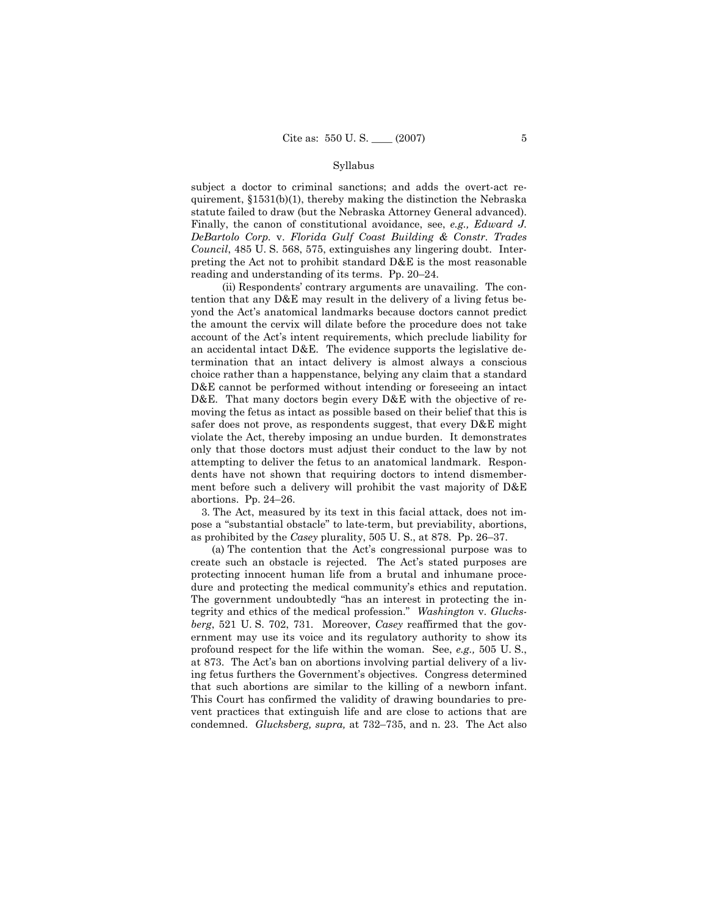subject a doctor to criminal sanctions; and adds the overt-act requirement, §1531(b)(1), thereby making the distinction the Nebraska statute failed to draw (but the Nebraska Attorney General advanced). Finally, the canon of constitutional avoidance, see, *e.g., Edward J. DeBartolo Corp.* v. *Florida Gulf Coast Building & Constr. Trades Council*, 485 U. S. 568, 575, extinguishes any lingering doubt. Interpreting the Act not to prohibit standard D&E is the most reasonable reading and understanding of its terms. Pp. 20–24.

(ii) Respondents' contrary arguments are unavailing. The contention that any D&E may result in the delivery of a living fetus beyond the Act's anatomical landmarks because doctors cannot predict the amount the cervix will dilate before the procedure does not take account of the Act's intent requirements, which preclude liability for an accidental intact D&E. The evidence supports the legislative determination that an intact delivery is almost always a conscious choice rather than a happenstance, belying any claim that a standard D&E cannot be performed without intending or foreseeing an intact D&E. That many doctors begin every D&E with the objective of removing the fetus as intact as possible based on their belief that this is safer does not prove, as respondents suggest, that every D&E might violate the Act, thereby imposing an undue burden. It demonstrates only that those doctors must adjust their conduct to the law by not attempting to deliver the fetus to an anatomical landmark. Respondents have not shown that requiring doctors to intend dismemberment before such a delivery will prohibit the vast majority of D&E abortions. Pp. 24–26.

3. The Act, measured by its text in this facial attack, does not impose a "substantial obstacle" to late-term, but previability, abortions, as prohibited by the *Casey* plurality, 505 U. S., at 878. Pp. 26–37.

(a) The contention that the Act's congressional purpose was to create such an obstacle is rejected. The Act's stated purposes are protecting innocent human life from a brutal and inhumane procedure and protecting the medical community's ethics and reputation. The government undoubtedly "has an interest in protecting the integrity and ethics of the medical profession." *Washington* v. *Glucksberg*, 521 U. S. 702, 731. Moreover, *Casey* reaffirmed that the government may use its voice and its regulatory authority to show its profound respect for the life within the woman. See, *e.g.,* 505 U. S., at 873. The Act's ban on abortions involving partial delivery of a living fetus furthers the Government's objectives. Congress determined that such abortions are similar to the killing of a newborn infant. This Court has confirmed the validity of drawing boundaries to prevent practices that extinguish life and are close to actions that are condemned. *Glucksberg, supra,* at 732–735, and n. 23. The Act also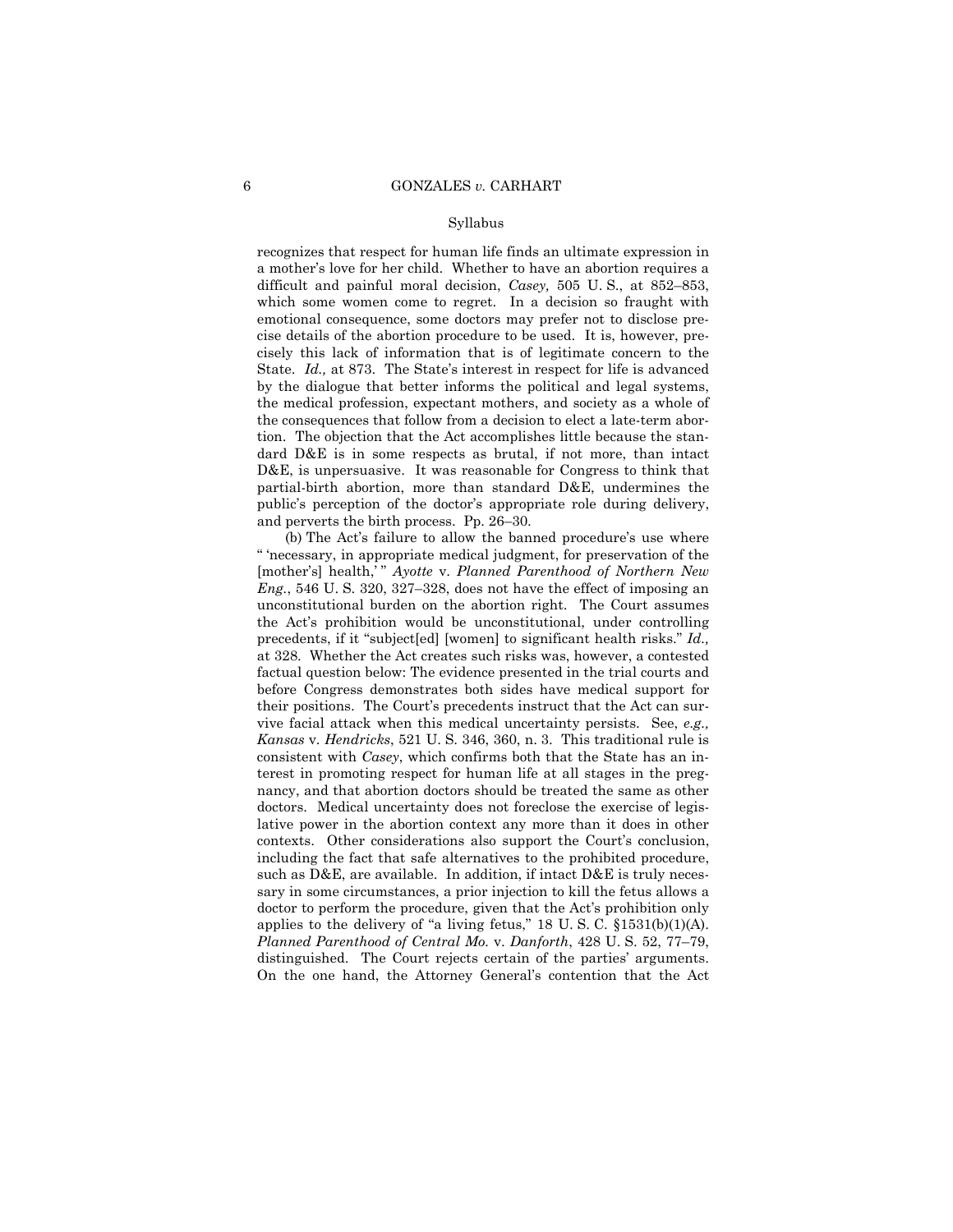recognizes that respect for human life finds an ultimate expression in a mother's love for her child. Whether to have an abortion requires a difficult and painful moral decision, *Casey,* 505 U. S., at 852–853, which some women come to regret. In a decision so fraught with emotional consequence, some doctors may prefer not to disclose precise details of the abortion procedure to be used. It is, however, precisely this lack of information that is of legitimate concern to the State. *Id.,* at 873. The State's interest in respect for life is advanced by the dialogue that better informs the political and legal systems, the medical profession, expectant mothers, and society as a whole of the consequences that follow from a decision to elect a late-term abortion. The objection that the Act accomplishes little because the standard D&E is in some respects as brutal, if not more, than intact D&E, is unpersuasive. It was reasonable for Congress to think that partial-birth abortion, more than standard D&E, undermines the public's perception of the doctor's appropriate role during delivery, and perverts the birth process. Pp. 26–30.

(b) The Act's failure to allow the banned procedure's use where " 'necessary, in appropriate medical judgment, for preservation of the [mother's] health,' " *Ayotte* v. *Planned Parenthood of Northern New Eng.*, 546 U. S. 320, 327–328, does not have the effect of imposing an unconstitutional burden on the abortion right. The Court assumes the Act's prohibition would be unconstitutional, under controlling precedents, if it "subject[ed] [women] to significant health risks." *Id.,* at 328. Whether the Act creates such risks was, however, a contested factual question below: The evidence presented in the trial courts and before Congress demonstrates both sides have medical support for their positions. The Court's precedents instruct that the Act can survive facial attack when this medical uncertainty persists. See, *e.g., Kansas* v. *Hendricks*, 521 U. S. 346, 360, n. 3. This traditional rule is consistent with *Casey*, which confirms both that the State has an interest in promoting respect for human life at all stages in the pregnancy, and that abortion doctors should be treated the same as other doctors. Medical uncertainty does not foreclose the exercise of legislative power in the abortion context any more than it does in other contexts. Other considerations also support the Court's conclusion, including the fact that safe alternatives to the prohibited procedure, such as D&E, are available. In addition, if intact D&E is truly necessary in some circumstances, a prior injection to kill the fetus allows a doctor to perform the procedure, given that the Act's prohibition only applies to the delivery of "a living fetus," 18 U. S. C. §1531(b)(1)(A). *Planned Parenthood of Central Mo.* v. *Danforth*, 428 U. S. 52, 77–79, distinguished. The Court rejects certain of the parties' arguments. On the one hand, the Attorney General's contention that the Act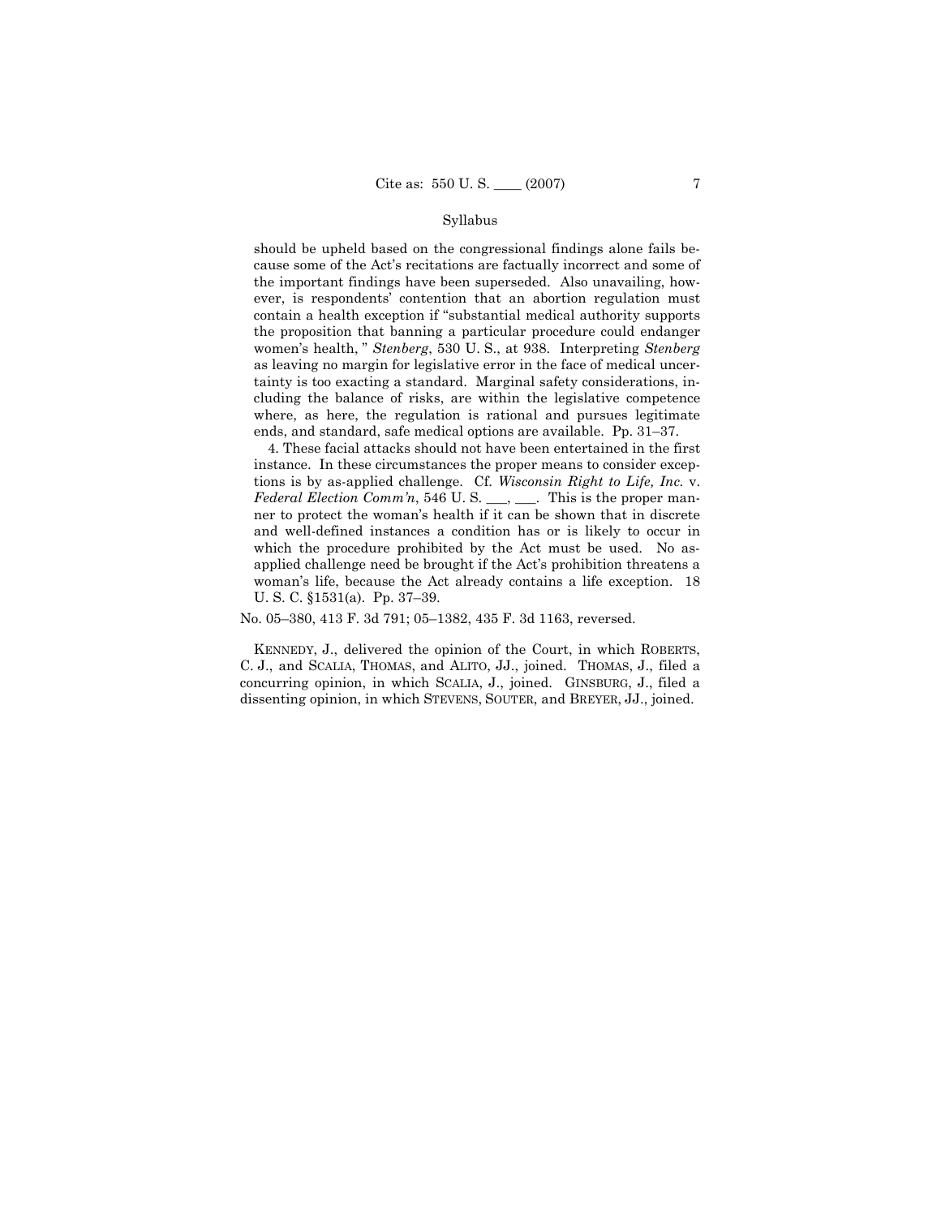should be upheld based on the congressional findings alone fails because some of the Act's recitations are factually incorrect and some of the important findings have been superseded. Also unavailing, however, is respondents' contention that an abortion regulation must contain a health exception if "substantial medical authority supports the proposition that banning a particular procedure could endanger women's health, " *Stenberg*, 530 U. S., at 938. Interpreting *Stenberg* as leaving no margin for legislative error in the face of medical uncertainty is too exacting a standard. Marginal safety considerations, including the balance of risks, are within the legislative competence where, as here, the regulation is rational and pursues legitimate ends, and standard, safe medical options are available. Pp. 31–37.

4. These facial attacks should not have been entertained in the first instance. In these circumstances the proper means to consider exceptions is by as-applied challenge. Cf. *Wisconsin Right to Life, Inc.* v. *Federal Election Comm'n*, 546 U. S. ___, ___. This is the proper manner to protect the woman's health if it can be shown that in discrete and well-defined instances a condition has or is likely to occur in which the procedure prohibited by the Act must be used. No as-applied challenge need be brought if the Act's prohibition threatens a woman's life, because the Act already contains a life exception. 18 U. S. C. §1531(a). Pp. 37–39.

No. 05–380, 413 F. 3d 791; 05–1382, 435 F. 3d 1163, reversed.

KENNEDY, J., delivered the opinion of the Court, in which ROBERTS, C. J., and SCALIA, THOMAS, and ALITO, JJ., joined. THOMAS, J., filed a concurring opinion, in which SCALIA, J., joined. GINSBURG, J., filed a dissenting opinion, in which STEVENS, SOUTER, and BREYER, JJ., joined.